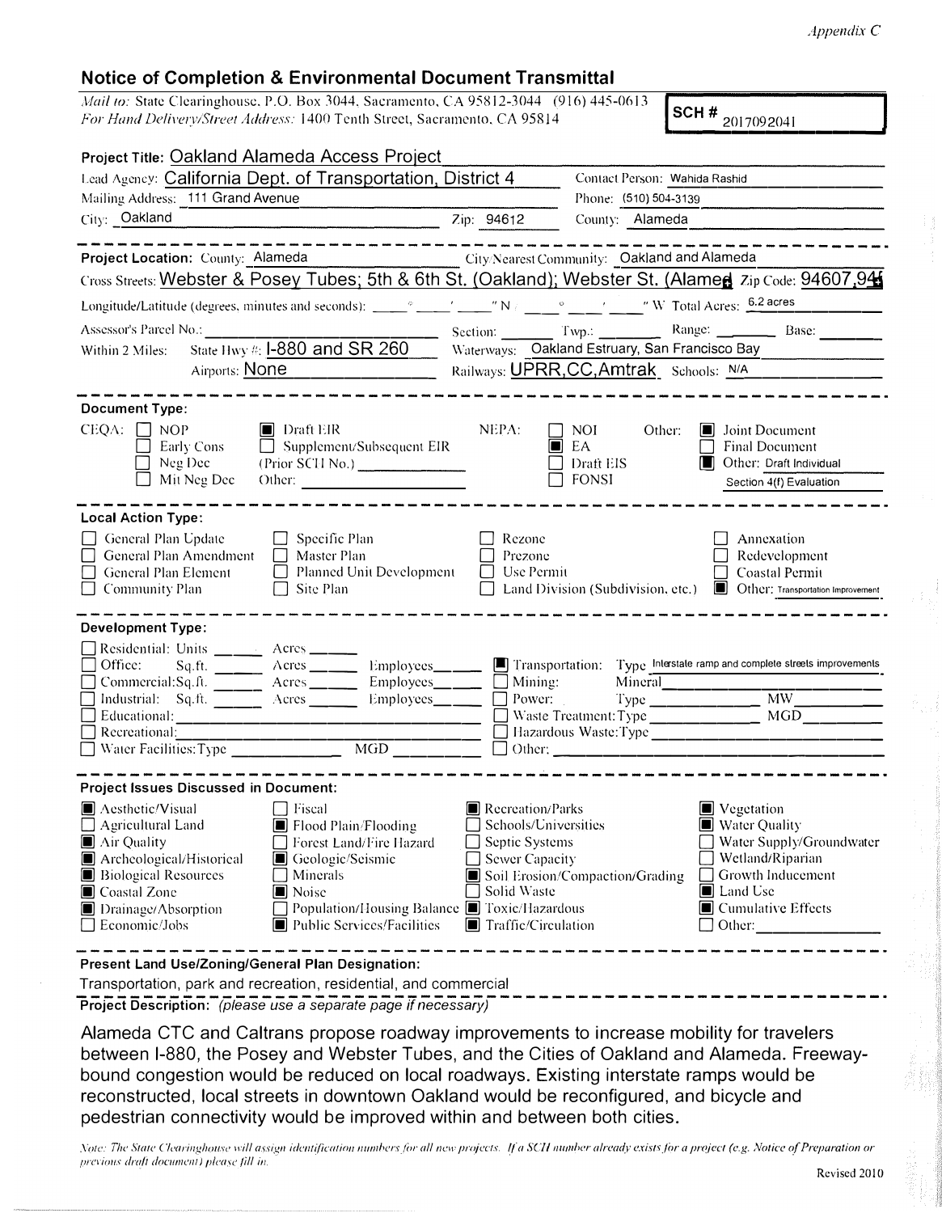*Appendix C*

## Notice of Completion & Environmental Document Transmittal

*Mail to:* State Clearinghouse, P.O. Box 3044, Sacramento, CA 95812-3044 (916) 445-0613
*For Hand Delivery/Street Address:* 1400 Tenth Street, Sacramento, CA 95814

**SCH #** 2017092041

**Project Title:** Oakland Alameda Access Project

Lead Agency: California Dept. of Transportation, District 4 — Contact Person: Wahida Rashid

Mailing Address: 111 Grand Avenue — Phone: (510) 504-3139

City: Oakland — Zip: 94612 — County: Alameda

---

**Project Location:** County: Alameda — City/Nearest Community: Oakland and Alameda

Cross Streets: Webster & Posey Tubes; 5th & 6th St. (Oakland); Webster St. (Alameda) — Zip Code: 94607,94

Longitude/Latitude (degrees, minutes and seconds): ____° ____′ ____″ N / ____° ____′ ____″ W — Total Acres: 6.2 acres

Assessor's Parcel No.: ____ — Section: ____ Twp.: ____ Range: ____ Base: ____

Within 2 Miles: State Hwy #: I-880 and SR 260 — Waterways: Oakland Estruary, San Francisco Bay

Airports: None — Railways: UPRR,CC,Amtrak — Schools: N/A

---

**Document Type:**

CEQA:
- [ ] NOP
- [ ] Early Cons
- [ ] Neg Dec
- [ ] Mit Neg Dec
- [x] Draft EIR
- [ ] Supplement/Subsequent EIR (Prior SCH No.) ____
- Other: ____

NEPA:
- [ ] NOI
- [x] EA
- [ ] Draft EIS
- [ ] FONSI

Other:
- [x] Joint Document
- [ ] Final Document
- [x] Other: Draft Individual Section 4(f) Evaluation

---

**Local Action Type:**

- [ ] General Plan Update
- [ ] General Plan Amendment
- [ ] General Plan Element
- [ ] Community Plan
- [ ] Specific Plan
- [ ] Master Plan
- [ ] Planned Unit Development
- [ ] Site Plan
- [ ] Rezone
- [ ] Prezone
- [ ] Use Permit
- [ ] Land Division (Subdivision, etc.)
- [ ] Annexation
- [ ] Redevelopment
- [ ] Coastal Permit
- [x] Other: Transportation Improvement

---

**Development Type:**

- [ ] Residential: Units ____ Acres ____
- [ ] Office: Sq.ft. ____ Acres ____ Employees ____
- [ ] Commercial: Sq.ft. ____ Acres ____ Employees ____
- [ ] Industrial: Sq.ft. ____ Acres ____ Employees ____
- [ ] Educational: ____
- [ ] Recreational: ____
- [ ] Water Facilities: Type ____ MGD ____
- [x] Transportation: Type Interstate ramp and complete streets improvements
- [ ] Mining: Mineral ____
- [ ] Power: Type ____ MW ____
- [ ] Waste Treatment: Type ____ MGD ____
- [ ] Hazardous Waste: Type ____
- [ ] Other: ____

---

**Project Issues Discussed in Document:**

- [x] Aesthetic/Visual
- [ ] Agricultural Land
- [x] Air Quality
- [x] Archeological/Historical
- [x] Biological Resources
- [x] Coastal Zone
- [x] Drainage/Absorption
- [ ] Economic/Jobs
- [ ] Fiscal
- [x] Flood Plain/Flooding
- [ ] Forest Land/Fire Hazard
- [x] Geologic/Seismic
- [ ] Minerals
- [x] Noise
- [ ] Population/Housing Balance
- [x] Public Services/Facilities
- [x] Recreation/Parks
- [ ] Schools/Universities
- [ ] Septic Systems
- [ ] Sewer Capacity
- [x] Soil Erosion/Compaction/Grading
- [ ] Solid Waste
- [x] Toxic/Hazardous
- [x] Traffic/Circulation
- [x] Vegetation
- [x] Water Quality
- [ ] Water Supply/Groundwater
- [ ] Wetland/Riparian
- [ ] Growth Inducement
- [x] Land Use
- [x] Cumulative Effects
- [ ] Other: ____

---

**Present Land Use/Zoning/General Plan Designation:**

Transportation, park and recreation, residential, and commercial

---

**Project Description:** *(please use a separate page if necessary)*

Alameda CTC and Caltrans propose roadway improvements to increase mobility for travelers between I-880, the Posey and Webster Tubes, and the Cities of Oakland and Alameda. Freeway-bound congestion would be reduced on local roadways. Existing interstate ramps would be reconstructed, local streets in downtown Oakland would be reconfigured, and bicycle and pedestrian connectivity would be improved within and between both cities.

*Note: The State Clearinghouse will assign identification numbers for all new projects. If a SCH number already exists for a project (e.g. Notice of Preparation or previous draft document) please fill in.*

Revised 2010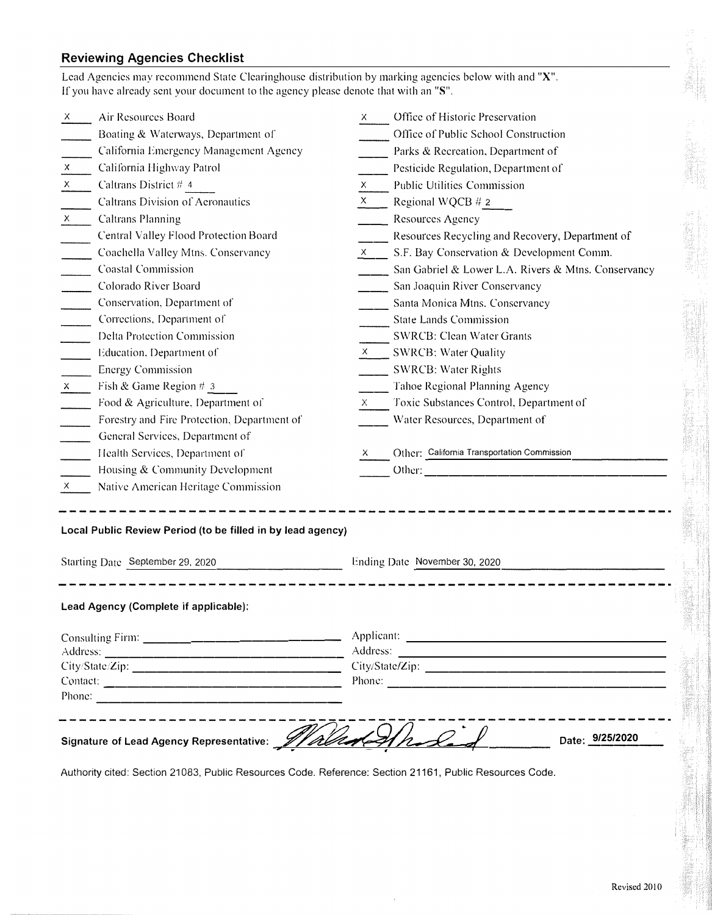## Reviewing Agencies Checklist

Lead Agencies may recommend State Clearinghouse distribution by marking agencies below with and "**X**". If you have already sent your document to the agency please denote that with an "**S**".

- X Air Resources Board
- ___ Boating & Waterways, Department of
- ___ California Emergency Management Agency
- X California Highway Patrol
- X Caltrans District # 4
- ___ Caltrans Division of Aeronautics
- X Caltrans Planning
- ___ Central Valley Flood Protection Board
- ___ Coachella Valley Mtns. Conservancy
- ___ Coastal Commission
- ___ Colorado River Board
- ___ Conservation, Department of
- ___ Corrections, Department of
- ___ Delta Protection Commission
- ___ Education, Department of
- ___ Energy Commission
- X Fish & Game Region # 3
- ___ Food & Agriculture, Department of
- ___ Forestry and Fire Protection, Department of
- ___ General Services, Department of
- ___ Health Services, Department of
- ___ Housing & Community Development
- X Native American Heritage Commission
- X Office of Historic Preservation
- ___ Office of Public School Construction
- ___ Parks & Recreation, Department of
- ___ Pesticide Regulation, Department of
- X Public Utilities Commission
- X Regional WQCB # 2
- ___ Resources Agency
- ___ Resources Recycling and Recovery, Department of
- X S.F. Bay Conservation & Development Comm.
- ___ San Gabriel & Lower L.A. Rivers & Mtns. Conservancy
- ___ San Joaquin River Conservancy
- ___ Santa Monica Mtns. Conservancy
- ___ State Lands Commission
- ___ SWRCB: Clean Water Grants
- X SWRCB: Water Quality
- ___ SWRCB: Water Rights
- ___ Tahoe Regional Planning Agency
- X Toxic Substances Control, Department of
- ___ Water Resources, Department of
- X Other: California Transportation Commission
- ___ Other: ___

---

**Local Public Review Period (to be filled in by lead agency)**

Starting Date September 29, 2020

Ending Date November 30, 2020

---

**Lead Agency (Complete if applicable):**

Consulting Firm: ___
Address: ___
City/State/Zip: ___
Contact: ___
Phone: ___

Applicant: ___
Address: ___
City/State/Zip: ___
Phone: ___

---

**Signature of Lead Agency Representative:** [signature] **Date:** 9/25/2020

Authority cited: Section 21083, Public Resources Code. Reference: Section 21161, Public Resources Code.

Revised 2010